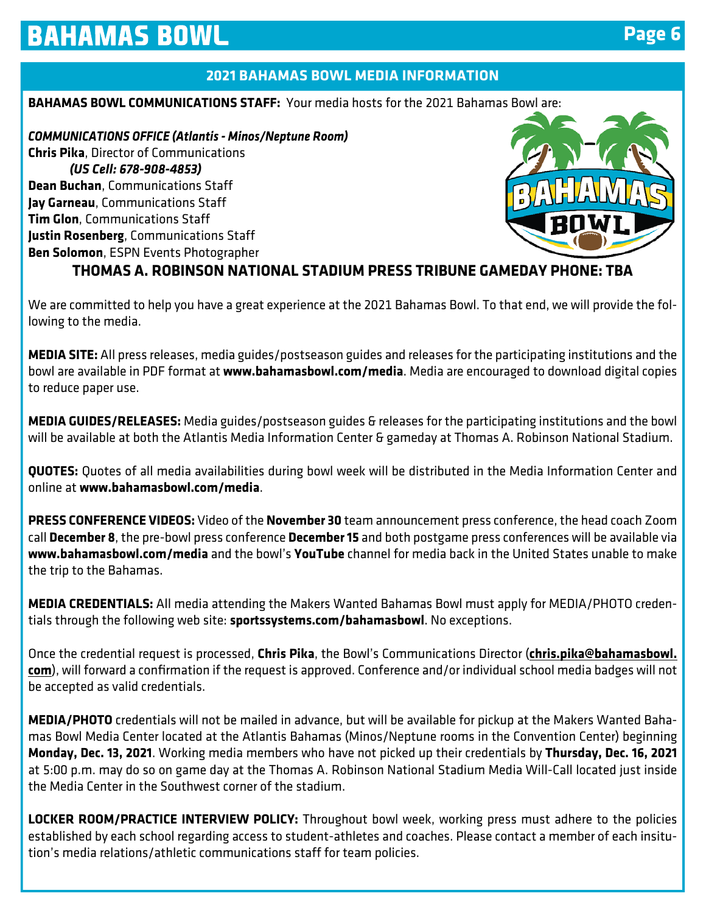## 2021 BAHAMAS BOWL MEDIA INFORMATION

**BAHAMAS BOWL COMMUNICATIONS STAFF:** Your media hosts for the 2021 Bahamas Bowl are:

***COMMUNICATIONS OFFICE (Atlantis - Minos/Neptune Room)***
**Chris Pika**, Director of Communications
***(US Cell: 678-908-4853)***
**Dean Buchan**, Communications Staff
**Jay Garneau**, Communications Staff
**Tim Glon**, Communications Staff
**Justin Rosenberg**, Communications Staff
**Ben Solomon**, ESPN Events Photographer

**THOMAS A. ROBINSON NATIONAL STADIUM PRESS TRIBUNE GAMEDAY PHONE: TBA**

We are committed to help you have a great experience at the 2021 Bahamas Bowl. To that end, we will provide the following to the media.

**MEDIA SITE:** All press releases, media guides/postseason guides and releases for the participating institutions and the bowl are available in PDF format at **www.bahamasbowl.com/media**. Media are encouraged to download digital copies to reduce paper use.

**MEDIA GUIDES/RELEASES:** Media guides/postseason guides & releases for the participating institutions and the bowl will be available at both the Atlantis Media Information Center & gameday at Thomas A. Robinson National Stadium.

**QUOTES:** Quotes of all media availabilities during bowl week will be distributed in the Media Information Center and online at **www.bahamasbowl.com/media**.

**PRESS CONFERENCE VIDEOS:** Video of the **November 30** team announcement press conference, the head coach Zoom call **December 8**, the pre-bowl press conference **December 15** and both postgame press conferences will be available via **www.bahamasbowl.com/media** and the bowl's **YouTube** channel for media back in the United States unable to make the trip to the Bahamas.

**MEDIA CREDENTIALS:** All media attending the Makers Wanted Bahamas Bowl must apply for MEDIA/PHOTO credentials through the following web site: **sportssystems.com/bahamasbowl**. No exceptions.

Once the credential request is processed, **Chris Pika**, the Bowl's Communications Director (**chris.pika@bahamasbowl.com**), will forward a confirmation if the request is approved. Conference and/or individual school media badges will not be accepted as valid credentials.

**MEDIA/PHOTO** credentials will not be mailed in advance, but will be available for pickup at the Makers Wanted Bahamas Bowl Media Center located at the Atlantis Bahamas (Minos/Neptune rooms in the Convention Center) beginning **Monday, Dec. 13, 2021**. Working media members who have not picked up their credentials by **Thursday, Dec. 16, 2021** at 5:00 p.m. may do so on game day at the Thomas A. Robinson National Stadium Media Will-Call located just inside the Media Center in the Southwest corner of the stadium.

**LOCKER ROOM/PRACTICE INTERVIEW POLICY:** Throughout bowl week, working press must adhere to the policies established by each school regarding access to student-athletes and coaches. Please contact a member of each insitution's media relations/athletic communications staff for team policies.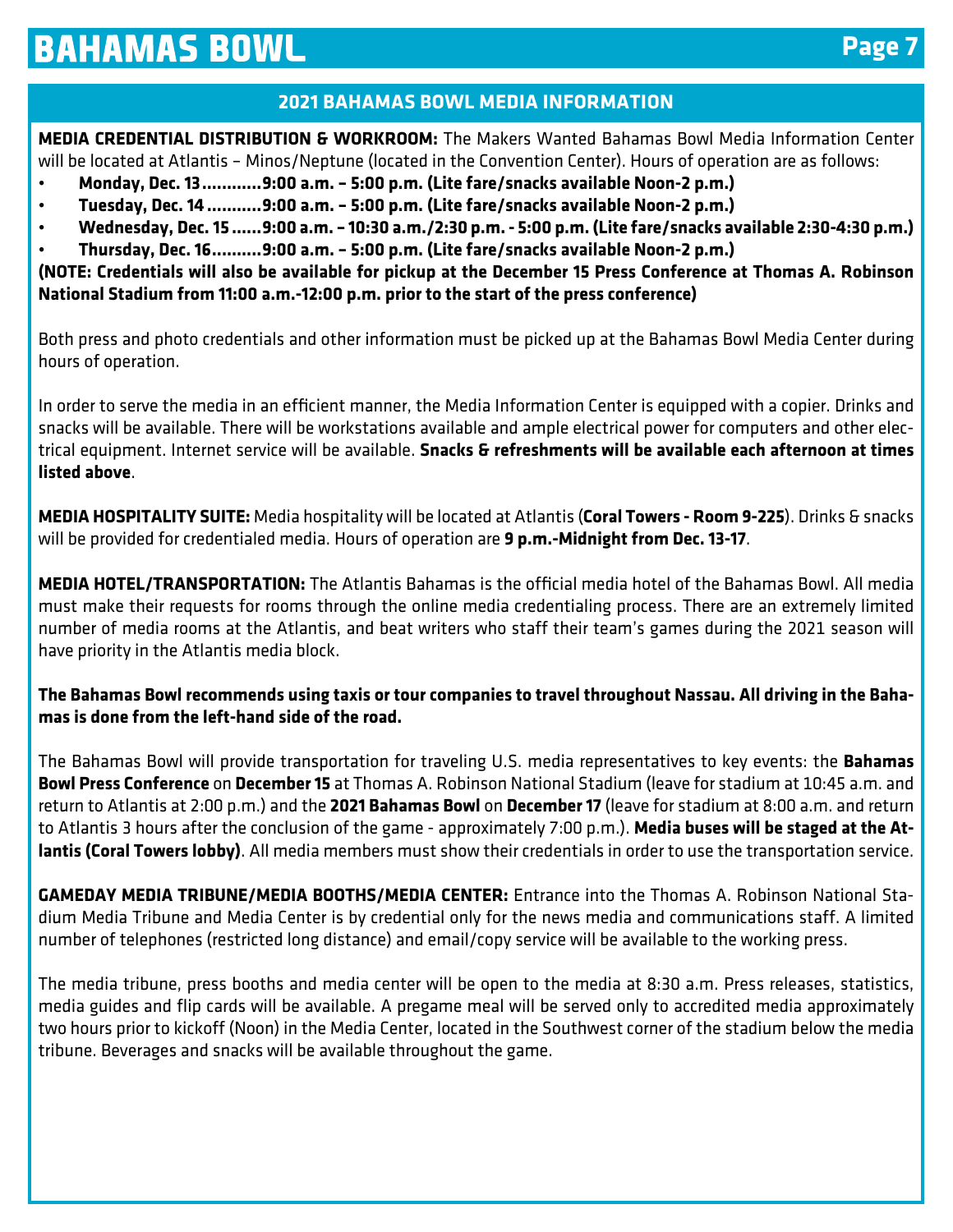## 2021 BAHAMAS BOWL MEDIA INFORMATION

**MEDIA CREDENTIAL DISTRIBUTION & WORKROOM:** The Makers Wanted Bahamas Bowl Media Information Center will be located at Atlantis – Minos/Neptune (located in the Convention Center). Hours of operation are as follows:

- **Monday, Dec. 13...........9:00 a.m. – 5:00 p.m. (Lite fare/snacks available Noon-2 p.m.)**
- **Tuesday, Dec. 14..........9:00 a.m. – 5:00 p.m. (Lite fare/snacks available Noon-2 p.m.)**
- **Wednesday, Dec. 15......9:00 a.m. – 10:30 a.m./2:30 p.m. - 5:00 p.m. (Lite fare/snacks available 2:30-4:30 p.m.)**
- **Thursday, Dec. 16.........9:00 a.m. – 5:00 p.m. (Lite fare/snacks available Noon-2 p.m.)**

**(NOTE: Credentials will also be available for pickup at the December 15 Press Conference at Thomas A. Robinson National Stadium from 11:00 a.m.-12:00 p.m. prior to the start of the press conference)**

Both press and photo credentials and other information must be picked up at the Bahamas Bowl Media Center during hours of operation.

In order to serve the media in an efficient manner, the Media Information Center is equipped with a copier. Drinks and snacks will be available. There will be workstations available and ample electrical power for computers and other electrical equipment. Internet service will be available. **Snacks & refreshments will be available each afternoon at times listed above**.

**MEDIA HOSPITALITY SUITE:** Media hospitality will be located at Atlantis (**Coral Towers - Room 9-225**). Drinks & snacks will be provided for credentialed media. Hours of operation are **9 p.m.-Midnight from Dec. 13-17**.

**MEDIA HOTEL/TRANSPORTATION:** The Atlantis Bahamas is the official media hotel of the Bahamas Bowl. All media must make their requests for rooms through the online media credentialing process. There are an extremely limited number of media rooms at the Atlantis, and beat writers who staff their team's games during the 2021 season will have priority in the Atlantis media block.

**The Bahamas Bowl recommends using taxis or tour companies to travel throughout Nassau. All driving in the Bahamas is done from the left-hand side of the road.**

The Bahamas Bowl will provide transportation for traveling U.S. media representatives to key events: the **Bahamas Bowl Press Conference** on **December 15** at Thomas A. Robinson National Stadium (leave for stadium at 10:45 a.m. and return to Atlantis at 2:00 p.m.) and the **2021 Bahamas Bowl** on **December 17** (leave for stadium at 8:00 a.m. and return to Atlantis 3 hours after the conclusion of the game - approximately 7:00 p.m.). **Media buses will be staged at the Atlantis (Coral Towers lobby)**. All media members must show their credentials in order to use the transportation service.

**GAMEDAY MEDIA TRIBUNE/MEDIA BOOTHS/MEDIA CENTER:** Entrance into the Thomas A. Robinson National Stadium Media Tribune and Media Center is by credential only for the news media and communications staff. A limited number of telephones (restricted long distance) and email/copy service will be available to the working press.

The media tribune, press booths and media center will be open to the media at 8:30 a.m. Press releases, statistics, media guides and flip cards will be available. A pregame meal will be served only to accredited media approximately two hours prior to kickoff (Noon) in the Media Center, located in the Southwest corner of the stadium below the media tribune. Beverages and snacks will be available throughout the game.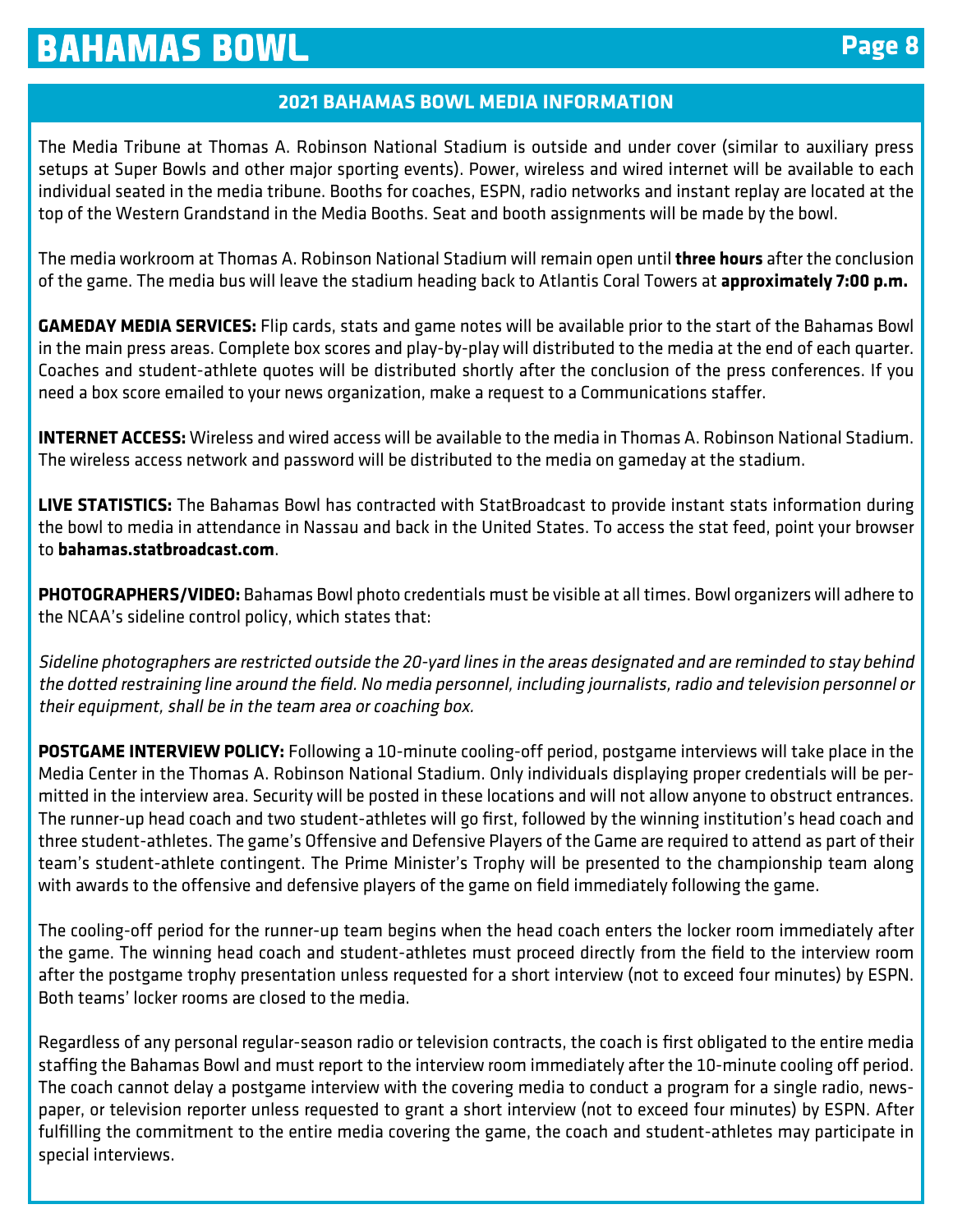## 2021 BAHAMAS BOWL MEDIA INFORMATION

The Media Tribune at Thomas A. Robinson National Stadium is outside and under cover (similar to auxiliary press setups at Super Bowls and other major sporting events). Power, wireless and wired internet will be available to each individual seated in the media tribune. Booths for coaches, ESPN, radio networks and instant replay are located at the top of the Western Grandstand in the Media Booths. Seat and booth assignments will be made by the bowl.

The media workroom at Thomas A. Robinson National Stadium will remain open until **three hours** after the conclusion of the game. The media bus will leave the stadium heading back to Atlantis Coral Towers at **approximately 7:00 p.m.**

**GAMEDAY MEDIA SERVICES:** Flip cards, stats and game notes will be available prior to the start of the Bahamas Bowl in the main press areas. Complete box scores and play-by-play will distributed to the media at the end of each quarter. Coaches and student-athlete quotes will be distributed shortly after the conclusion of the press conferences. If you need a box score emailed to your news organization, make a request to a Communications staffer.

**INTERNET ACCESS:** Wireless and wired access will be available to the media in Thomas A. Robinson National Stadium. The wireless access network and password will be distributed to the media on gameday at the stadium.

**LIVE STATISTICS:** The Bahamas Bowl has contracted with StatBroadcast to provide instant stats information during the bowl to media in attendance in Nassau and back in the United States. To access the stat feed, point your browser to **bahamas.statbroadcast.com**.

**PHOTOGRAPHERS/VIDEO:** Bahamas Bowl photo credentials must be visible at all times. Bowl organizers will adhere to the NCAA's sideline control policy, which states that:

*Sideline photographers are restricted outside the 20-yard lines in the areas designated and are reminded to stay behind the dotted restraining line around the field. No media personnel, including journalists, radio and television personnel or their equipment, shall be in the team area or coaching box.*

**POSTGAME INTERVIEW POLICY:** Following a 10-minute cooling-off period, postgame interviews will take place in the Media Center in the Thomas A. Robinson National Stadium. Only individuals displaying proper credentials will be permitted in the interview area. Security will be posted in these locations and will not allow anyone to obstruct entrances. The runner-up head coach and two student-athletes will go first, followed by the winning institution's head coach and three student-athletes. The game's Offensive and Defensive Players of the Game are required to attend as part of their team's student-athlete contingent. The Prime Minister's Trophy will be presented to the championship team along with awards to the offensive and defensive players of the game on field immediately following the game.

The cooling-off period for the runner-up team begins when the head coach enters the locker room immediately after the game. The winning head coach and student-athletes must proceed directly from the field to the interview room after the postgame trophy presentation unless requested for a short interview (not to exceed four minutes) by ESPN. Both teams' locker rooms are closed to the media.

Regardless of any personal regular-season radio or television contracts, the coach is first obligated to the entire media staffing the Bahamas Bowl and must report to the interview room immediately after the 10-minute cooling off period. The coach cannot delay a postgame interview with the covering media to conduct a program for a single radio, newspaper, or television reporter unless requested to grant a short interview (not to exceed four minutes) by ESPN. After fulfilling the commitment to the entire media covering the game, the coach and student-athletes may participate in special interviews.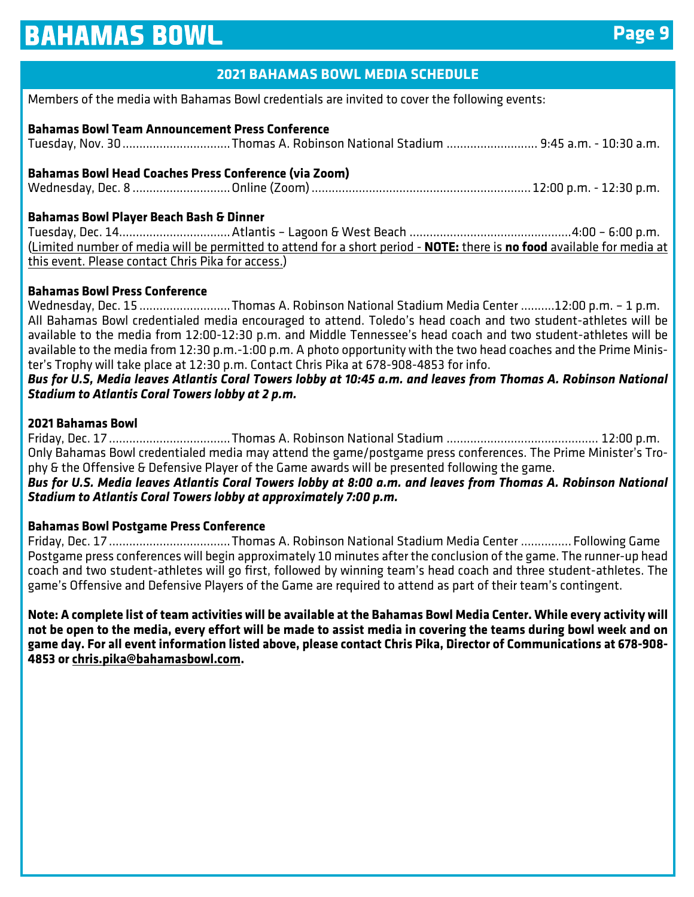## 2021 BAHAMAS BOWL MEDIA SCHEDULE

Members of the media with Bahamas Bowl credentials are invited to cover the following events:

**Bahamas Bowl Team Announcement Press Conference**
Tuesday, Nov. 30 ................................ Thomas A. Robinson National Stadium ........................... 9:45 a.m. - 10:30 a.m.

**Bahamas Bowl Head Coaches Press Conference (via Zoom)**
Wednesday, Dec. 8 ............................ Online (Zoom) ................................................................ 12:00 p.m. - 12:30 p.m.

**Bahamas Bowl Player Beach Bash & Dinner**
Tuesday, Dec. 14................................. Atlantis – Lagoon & West Beach ................................................ 4:00 – 6:00 p.m.
(Limited number of media will be permitted to attend for a short period - **NOTE:** there is **no food** available for media at this event. Please contact Chris Pika for access.)

**Bahamas Bowl Press Conference**
Wednesday, Dec. 15 .......................... Thomas A. Robinson National Stadium Media Center .......... 12:00 p.m. – 1 p.m.
All Bahamas Bowl credentialed media encouraged to attend. Toledo's head coach and two student-athletes will be available to the media from 12:00-12:30 p.m. and Middle Tennessee's head coach and two student-athletes will be available to the media from 12:30 p.m.-1:00 p.m. A photo opportunity with the two head coaches and the Prime Minister's Trophy will take place at 12:30 p.m. Contact Chris Pika at 678-908-4853 for info.
***Bus for U.S, Media leaves Atlantis Coral Towers lobby at 10:45 a.m. and leaves from Thomas A. Robinson National Stadium to Atlantis Coral Towers lobby at 2 p.m.***

**2021 Bahamas Bowl**
Friday, Dec. 17 ................................... Thomas A. Robinson National Stadium ............................................ 12:00 p.m.
Only Bahamas Bowl credentialed media may attend the game/postgame press conferences. The Prime Minister's Trophy & the Offensive & Defensive Player of the Game awards will be presented following the game.
***Bus for U.S. Media leaves Atlantis Coral Towers lobby at 8:00 a.m. and leaves from Thomas A. Robinson National Stadium to Atlantis Coral Towers lobby at approximately 7:00 p.m.***

**Bahamas Bowl Postgame Press Conference**
Friday, Dec. 17 ................................... Thomas A. Robinson National Stadium Media Center ............... Following Game
Postgame press conferences will begin approximately 10 minutes after the conclusion of the game. The runner-up head coach and two student-athletes will go first, followed by winning team's head coach and three student-athletes. The game's Offensive and Defensive Players of the Game are required to attend as part of their team's contingent.

**Note: A complete list of team activities will be available at the Bahamas Bowl Media Center. While every activity will not be open to the media, every effort will be made to assist media in covering the teams during bowl week and on game day. For all event information listed above, please contact Chris Pika, Director of Communications at 678-908-4853 or chris.pika@bahamasbowl.com.**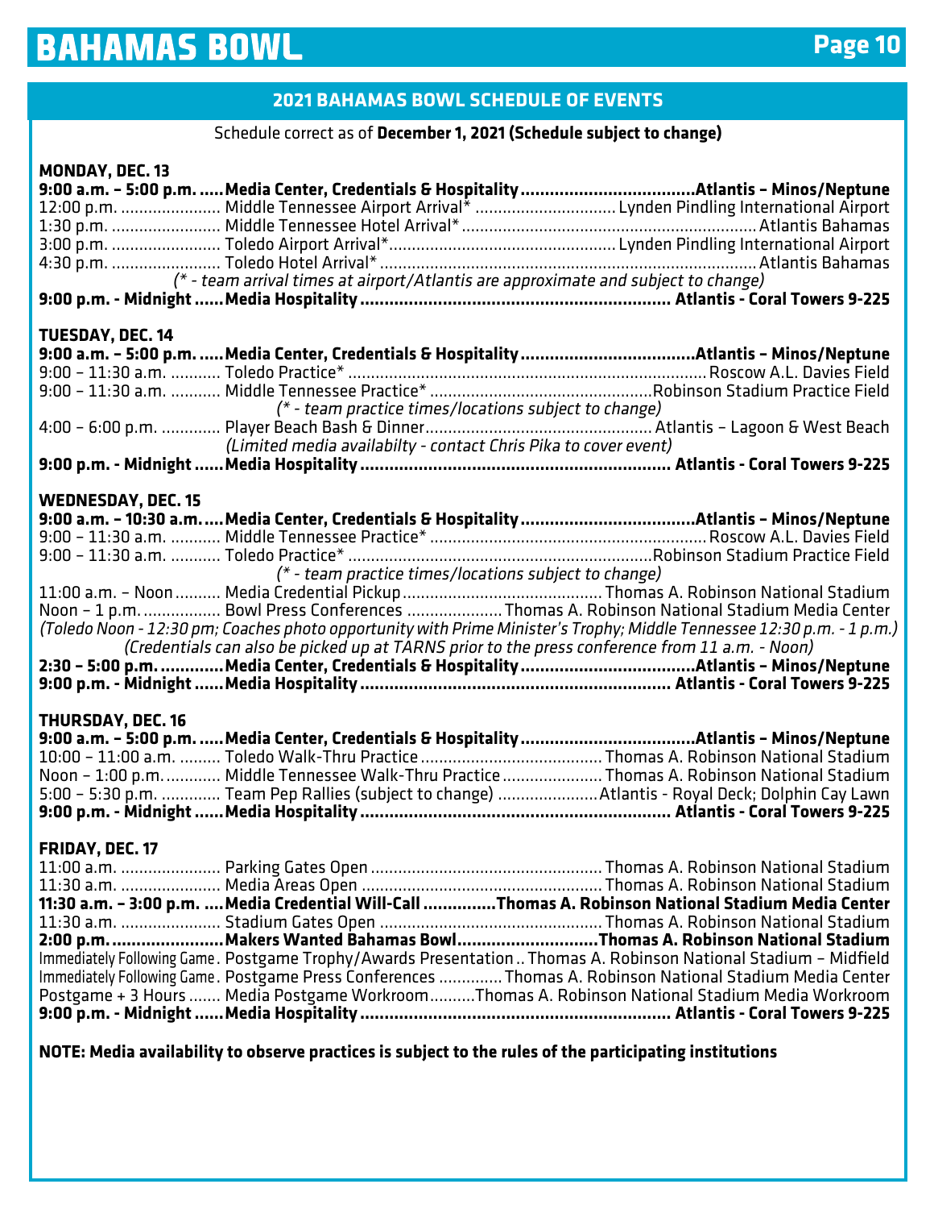## 2021 BAHAMAS BOWL SCHEDULE OF EVENTS

Schedule correct as of **December 1, 2021 (Schedule subject to change)**

### MONDAY, DEC. 13

**9:00 a.m. – 5:00 p.m. ..... Media Center, Credentials & Hospitality ..... Atlantis – Minos/Neptune**
12:00 p.m. ..... Middle Tennessee Airport Arrival* ..... Lynden Pindling International Airport
1:30 p.m. ..... Middle Tennessee Hotel Arrival* ..... Atlantis Bahamas
3:00 p.m. ..... Toledo Airport Arrival* ..... Lynden Pindling International Airport
4:30 p.m. ..... Toledo Hotel Arrival* ..... Atlantis Bahamas
*(* - team arrival times at airport/Atlantis are approximate and subject to change)*
**9:00 p.m. - Midnight ..... Media Hospitality ..... Atlantis - Coral Towers 9-225**

### TUESDAY, DEC. 14

**9:00 a.m. – 5:00 p.m. ..... Media Center, Credentials & Hospitality ..... Atlantis – Minos/Neptune**
9:00 – 11:30 a.m. ..... Toledo Practice* ..... Roscow A.L. Davies Field
9:00 – 11:30 a.m. ..... Middle Tennessee Practice* ..... Robinson Stadium Practice Field
*(* - team practice times/locations subject to change)*
4:00 – 6:00 p.m. ..... Player Beach Bash & Dinner ..... Atlantis – Lagoon & West Beach
*(Limited media availabilty - contact Chris Pika to cover event)*
**9:00 p.m. - Midnight ..... Media Hospitality ..... Atlantis - Coral Towers 9-225**

### WEDNESDAY, DEC. 15

**9:00 a.m. – 10:30 a.m. ..... Media Center, Credentials & Hospitality ..... Atlantis – Minos/Neptune**
9:00 – 11:30 a.m. ..... Middle Tennessee Practice* ..... Roscow A.L. Davies Field
9:00 – 11:30 a.m. ..... Toledo Practice* ..... Robinson Stadium Practice Field
*(* - team practice times/locations subject to change)*
11:00 a.m. – Noon ..... Media Credential Pickup ..... Thomas A. Robinson National Stadium
Noon – 1 p.m. ..... Bowl Press Conferences ..... Thomas A. Robinson National Stadium Media Center
*(Toledo Noon - 12:30 pm; Coaches photo opportunity with Prime Minister's Trophy; Middle Tennessee 12:30 p.m. - 1 p.m.)*
*(Credentials can also be picked up at TARNS prior to the press conference from 11 a.m. - Noon)*
**2:30 – 5:00 p.m. ..... Media Center, Credentials & Hospitality ..... Atlantis – Minos/Neptune**
**9:00 p.m. - Midnight ..... Media Hospitality ..... Atlantis - Coral Towers 9-225**

### THURSDAY, DEC. 16

**9:00 a.m. – 5:00 p.m. ..... Media Center, Credentials & Hospitality ..... Atlantis – Minos/Neptune**
10:00 – 11:00 a.m. ..... Toledo Walk-Thru Practice ..... Thomas A. Robinson National Stadium
Noon – 1:00 p.m. ..... Middle Tennessee Walk-Thru Practice ..... Thomas A. Robinson National Stadium
5:00 – 5:30 p.m. ..... Team Pep Rallies (subject to change) ..... Atlantis - Royal Deck; Dolphin Cay Lawn
**9:00 p.m. - Midnight ..... Media Hospitality ..... Atlantis - Coral Towers 9-225**

### FRIDAY, DEC. 17

11:00 a.m. ..... Parking Gates Open ..... Thomas A. Robinson National Stadium
11:30 a.m. ..... Media Areas Open ..... Thomas A. Robinson National Stadium
**11:30 a.m. – 3:00 p.m. ..... Media Credential Will-Call ..... Thomas A. Robinson National Stadium Media Center**
11:30 a.m. ..... Stadium Gates Open ..... Thomas A. Robinson National Stadium
**2:00 p.m. ..... Makers Wanted Bahamas Bowl ..... Thomas A. Robinson National Stadium**
Immediately Following Game ..... Postgame Trophy/Awards Presentation ..... Thomas A. Robinson National Stadium – Midfield
Immediately Following Game ..... Postgame Press Conferences ..... Thomas A. Robinson National Stadium Media Center
Postgame + 3 Hours ..... Media Postgame Workroom ..... Thomas A. Robinson National Stadium Media Workroom
**9:00 p.m. - Midnight ..... Media Hospitality ..... Atlantis - Coral Towers 9-225**

**NOTE: Media availability to observe practices is subject to the rules of the participating institutions**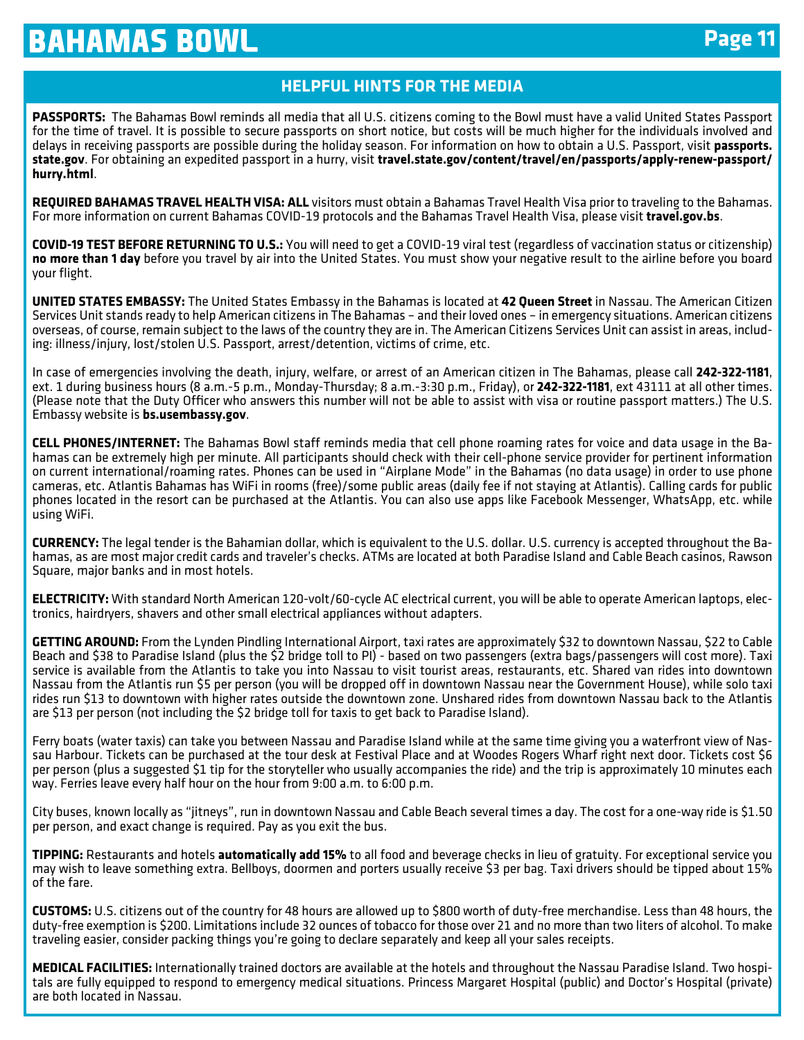## HELPFUL HINTS FOR THE MEDIA

**PASSPORTS:** The Bahamas Bowl reminds all media that all U.S. citizens coming to the Bowl must have a valid United States Passport for the time of travel. It is possible to secure passports on short notice, but costs will be much higher for the individuals involved and delays in receiving passports are possible during the holiday season. For information on how to obtain a U.S. Passport, visit **passports.state.gov**. For obtaining an expedited passport in a hurry, visit **travel.state.gov/content/travel/en/passports/apply-renew-passport/hurry.html**.

**REQUIRED BAHAMAS TRAVEL HEALTH VISA: ALL** visitors must obtain a Bahamas Travel Health Visa prior to traveling to the Bahamas. For more information on current Bahamas COVID-19 protocols and the Bahamas Travel Health Visa, please visit **travel.gov.bs**.

**COVID-19 TEST BEFORE RETURNING TO U.S.:** You will need to get a COVID-19 viral test (regardless of vaccination status or citizenship) **no more than 1 day** before you travel by air into the United States. You must show your negative result to the airline before you board your flight.

**UNITED STATES EMBASSY:** The United States Embassy in the Bahamas is located at **42 Queen Street** in Nassau. The American Citizen Services Unit stands ready to help American citizens in The Bahamas – and their loved ones – in emergency situations. American citizens overseas, of course, remain subject to the laws of the country they are in. The American Citizens Services Unit can assist in areas, including: illness/injury, lost/stolen U.S. Passport, arrest/detention, victims of crime, etc.

In case of emergencies involving the death, injury, welfare, or arrest of an American citizen in The Bahamas, please call **242-322-1181**, ext. 1 during business hours (8 a.m.-5 p.m., Monday-Thursday; 8 a.m.-3:30 p.m., Friday), or **242-322-1181**, ext 43111 at all other times. (Please note that the Duty Officer who answers this number will not be able to assist with visa or routine passport matters.) The U.S. Embassy website is **bs.usembassy.gov**.

**CELL PHONES/INTERNET:** The Bahamas Bowl staff reminds media that cell phone roaming rates for voice and data usage in the Bahamas can be extremely high per minute. All participants should check with their cell-phone service provider for pertinent information on current international/roaming rates. Phones can be used in "Airplane Mode" in the Bahamas (no data usage) in order to use phone cameras, etc. Atlantis Bahamas has WiFi in rooms (free)/some public areas (daily fee if not staying at Atlantis). Calling cards for public phones located in the resort can be purchased at the Atlantis. You can also use apps like Facebook Messenger, WhatsApp, etc. while using WiFi.

**CURRENCY:** The legal tender is the Bahamian dollar, which is equivalent to the U.S. dollar. U.S. currency is accepted throughout the Bahamas, as are most major credit cards and traveler's checks. ATMs are located at both Paradise Island and Cable Beach casinos, Rawson Square, major banks and in most hotels.

**ELECTRICITY:** With standard North American 120-volt/60-cycle AC electrical current, you will be able to operate American laptops, electronics, hairdryers, shavers and other small electrical appliances without adapters.

**GETTING AROUND:** From the Lynden Pindling International Airport, taxi rates are approximately $32 to downtown Nassau, $22 to Cable Beach and $38 to Paradise Island (plus the $2 bridge toll to PI) - based on two passengers (extra bags/passengers will cost more). Taxi service is available from the Atlantis to take you into Nassau to visit tourist areas, restaurants, etc. Shared van rides into downtown Nassau from the Atlantis run $5 per person (you will be dropped off in downtown Nassau near the Government House), while solo taxi rides run $13 to downtown with higher rates outside the downtown zone. Unshared rides from downtown Nassau back to the Atlantis are $13 per person (not including the $2 bridge toll for taxis to get back to Paradise Island).

Ferry boats (water taxis) can take you between Nassau and Paradise Island while at the same time giving you a waterfront view of Nassau Harbour. Tickets can be purchased at the tour desk at Festival Place and at Woodes Rogers Wharf right next door. Tickets cost $6 per person (plus a suggested $1 tip for the storyteller who usually accompanies the ride) and the trip is approximately 10 minutes each way. Ferries leave every half hour on the hour from 9:00 a.m. to 6:00 p.m.

City buses, known locally as "jitneys", run in downtown Nassau and Cable Beach several times a day. The cost for a one-way ride is $1.50 per person, and exact change is required. Pay as you exit the bus.

**TIPPING:** Restaurants and hotels **automatically add 15%** to all food and beverage checks in lieu of gratuity. For exceptional service you may wish to leave something extra. Bellboys, doormen and porters usually receive $3 per bag. Taxi drivers should be tipped about 15% of the fare.

**CUSTOMS:** U.S. citizens out of the country for 48 hours are allowed up to $800 worth of duty-free merchandise. Less than 48 hours, the duty-free exemption is $200. Limitations include 32 ounces of tobacco for those over 21 and no more than two liters of alcohol. To make traveling easier, consider packing things you're going to declare separately and keep all your sales receipts.

**MEDICAL FACILITIES:** Internationally trained doctors are available at the hotels and throughout the Nassau Paradise Island. Two hospitals are fully equipped to respond to emergency medical situations. Princess Margaret Hospital (public) and Doctor's Hospital (private) are both located in Nassau.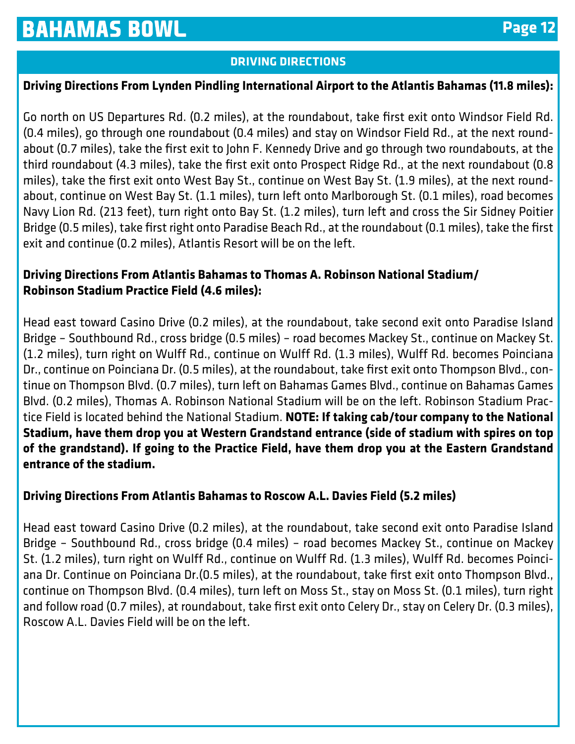## DRIVING DIRECTIONS

**Driving Directions From Lynden Pindling International Airport to the Atlantis Bahamas (11.8 miles):**

Go north on US Departures Rd. (0.2 miles), at the roundabout, take first exit onto Windsor Field Rd. (0.4 miles), go through one roundabout (0.4 miles) and stay on Windsor Field Rd., at the next roundabout (0.7 miles), take the first exit to John F. Kennedy Drive and go through two roundabouts, at the third roundabout (4.3 miles), take the first exit onto Prospect Ridge Rd., at the next roundabout (0.8 miles), take the first exit onto West Bay St., continue on West Bay St. (1.9 miles), at the next roundabout, continue on West Bay St. (1.1 miles), turn left onto Marlborough St. (0.1 miles), road becomes Navy Lion Rd. (213 feet), turn right onto Bay St. (1.2 miles), turn left and cross the Sir Sidney Poitier Bridge (0.5 miles), take first right onto Paradise Beach Rd., at the roundabout (0.1 miles), take the first exit and continue (0.2 miles), Atlantis Resort will be on the left.

**Driving Directions From Atlantis Bahamas to Thomas A. Robinson National Stadium/ Robinson Stadium Practice Field (4.6 miles):**

Head east toward Casino Drive (0.2 miles), at the roundabout, take second exit onto Paradise Island Bridge – Southbound Rd., cross bridge (0.5 miles) – road becomes Mackey St., continue on Mackey St. (1.2 miles), turn right on Wulff Rd., continue on Wulff Rd. (1.3 miles), Wulff Rd. becomes Poinciana Dr., continue on Poinciana Dr. (0.5 miles), at the roundabout, take first exit onto Thompson Blvd., continue on Thompson Blvd. (0.7 miles), turn left on Bahamas Games Blvd., continue on Bahamas Games Blvd. (0.2 miles), Thomas A. Robinson National Stadium will be on the left. Robinson Stadium Practice Field is located behind the National Stadium. **NOTE: If taking cab/tour company to the National Stadium, have them drop you at Western Grandstand entrance (side of stadium with spires on top of the grandstand). If going to the Practice Field, have them drop you at the Eastern Grandstand entrance of the stadium.**

**Driving Directions From Atlantis Bahamas to Roscow A.L. Davies Field (5.2 miles)**

Head east toward Casino Drive (0.2 miles), at the roundabout, take second exit onto Paradise Island Bridge – Southbound Rd., cross bridge (0.4 miles) – road becomes Mackey St., continue on Mackey St. (1.2 miles), turn right on Wulff Rd., continue on Wulff Rd. (1.3 miles), Wulff Rd. becomes Poinciana Dr. Continue on Poinciana Dr.(0.5 miles), at the roundabout, take first exit onto Thompson Blvd., continue on Thompson Blvd. (0.4 miles), turn left on Moss St., stay on Moss St. (0.1 miles), turn right and follow road (0.7 miles), at roundabout, take first exit onto Celery Dr., stay on Celery Dr. (0.3 miles), Roscow A.L. Davies Field will be on the left.